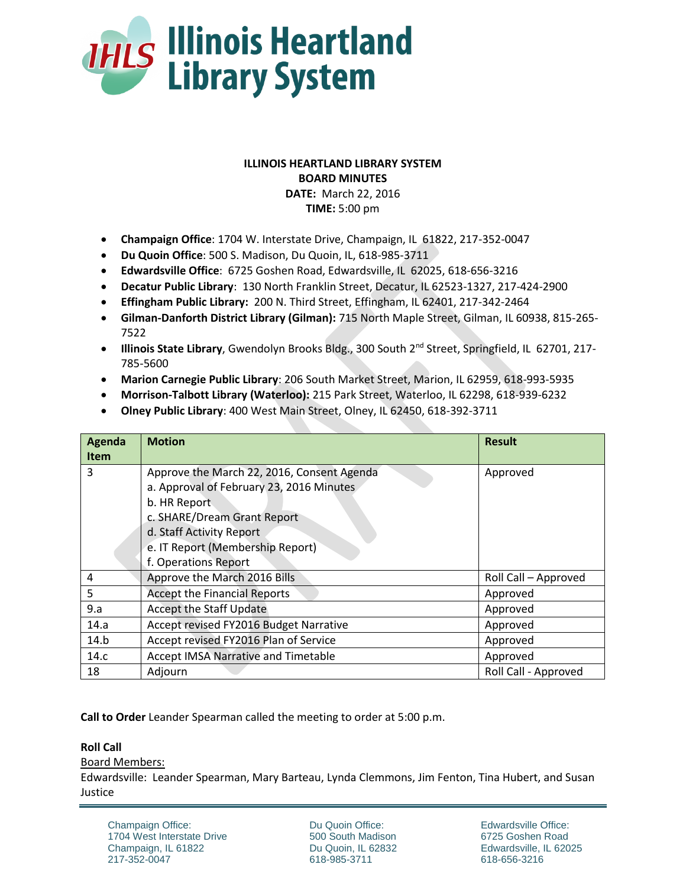**ILLINOIS HEARTLAND LIBRARY SYSTEM**
**BOARD MINUTES**
**DATE:** March 22, 2016
**TIME:** 5:00 pm

- **Champaign Office**: 1704 W. Interstate Drive, Champaign, IL 61822, 217-352-0047
- **Du Quoin Office**: 500 S. Madison, Du Quoin, IL, 618-985-3711
- **Edwardsville Office**: 6725 Goshen Road, Edwardsville, IL 62025, 618-656-3216
- **Decatur Public Library**: 130 North Franklin Street, Decatur, IL 62523-1327, 217-424-2900
- **Effingham Public Library:** 200 N. Third Street, Effingham, IL 62401, 217-342-2464
- **Gilman-Danforth District Library (Gilman):** 715 North Maple Street, Gilman, IL 60938, 815-265-7522
- **Illinois State Library**, Gwendolyn Brooks Bldg., 300 South 2nd Street, Springfield, IL 62701, 217-785-5600
- **Marion Carnegie Public Library**: 206 South Market Street, Marion, IL 62959, 618-993-5935
- **Morrison-Talbott Library (Waterloo):** 215 Park Street, Waterloo, IL 62298, 618-939-6232
- **Olney Public Library**: 400 West Main Street, Olney, IL 62450, 618-392-3711

| Agenda Item | Motion | Result |
|---|---|---|
| 3 | Approve the March 22, 2016, Consent Agenda<br>a. Approval of February 23, 2016 Minutes<br>b. HR Report<br>c. SHARE/Dream Grant Report<br>d. Staff Activity Report<br>e. IT Report (Membership Report)<br>f. Operations Report | Approved |
| 4 | Approve the March 2016 Bills | Roll Call – Approved |
| 5 | Accept the Financial Reports | Approved |
| 9.a | Accept the Staff Update | Approved |
| 14.a | Accept revised FY2016 Budget Narrative | Approved |
| 14.b | Accept revised FY2016 Plan of Service | Approved |
| 14.c | Accept IMSA Narrative and Timetable | Approved |
| 18 | Adjourn | Roll Call - Approved |

**Call to Order** Leander Spearman called the meeting to order at 5:00 p.m.

**Roll Call**

Board Members:

Edwardsville: Leander Spearman, Mary Barteau, Lynda Clemmons, Jim Fenton, Tina Hubert, and Susan Justice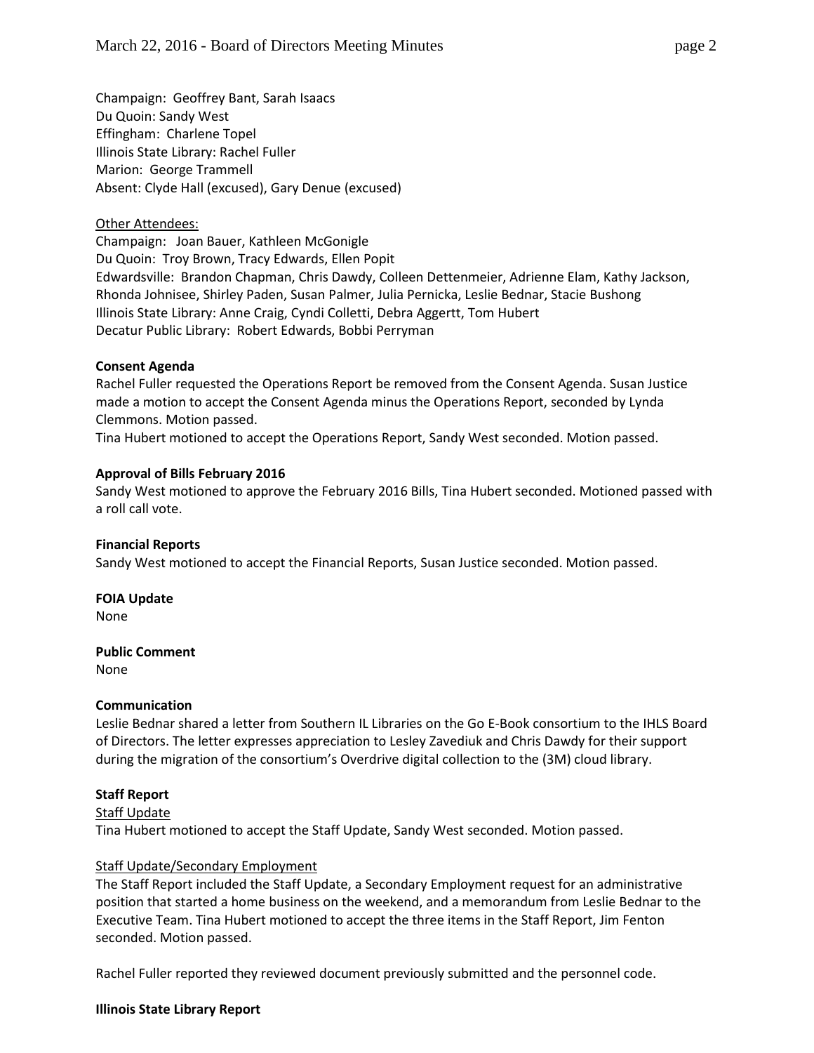Champaign: Geoffrey Bant, Sarah Isaacs
Du Quoin: Sandy West
Effingham: Charlene Topel
Illinois State Library: Rachel Fuller
Marion: George Trammell
Absent: Clyde Hall (excused), Gary Denue (excused)

Other Attendees:

Champaign: Joan Bauer, Kathleen McGonigle
Du Quoin: Troy Brown, Tracy Edwards, Ellen Popit
Edwardsville: Brandon Chapman, Chris Dawdy, Colleen Dettenmeier, Adrienne Elam, Kathy Jackson, Rhonda Johnisee, Shirley Paden, Susan Palmer, Julia Pernicka, Leslie Bednar, Stacie Bushong
Illinois State Library: Anne Craig, Cyndi Colletti, Debra Aggertt, Tom Hubert
Decatur Public Library: Robert Edwards, Bobbi Perryman

**Consent Agenda**

Rachel Fuller requested the Operations Report be removed from the Consent Agenda. Susan Justice made a motion to accept the Consent Agenda minus the Operations Report, seconded by Lynda Clemmons. Motion passed.
Tina Hubert motioned to accept the Operations Report, Sandy West seconded. Motion passed.

**Approval of Bills February 2016**

Sandy West motioned to approve the February 2016 Bills, Tina Hubert seconded. Motioned passed with a roll call vote.

**Financial Reports**

Sandy West motioned to accept the Financial Reports, Susan Justice seconded. Motion passed.

**FOIA Update**

None

**Public Comment**

None

**Communication**

Leslie Bednar shared a letter from Southern IL Libraries on the Go E-Book consortium to the IHLS Board of Directors. The letter expresses appreciation to Lesley Zavediuk and Chris Dawdy for their support during the migration of the consortium's Overdrive digital collection to the (3M) cloud library.

**Staff Report**

Staff Update

Tina Hubert motioned to accept the Staff Update, Sandy West seconded. Motion passed.

Staff Update/Secondary Employment

The Staff Report included the Staff Update, a Secondary Employment request for an administrative position that started a home business on the weekend, and a memorandum from Leslie Bednar to the Executive Team. Tina Hubert motioned to accept the three items in the Staff Report, Jim Fenton seconded. Motion passed.

Rachel Fuller reported they reviewed document previously submitted and the personnel code.

**Illinois State Library Report**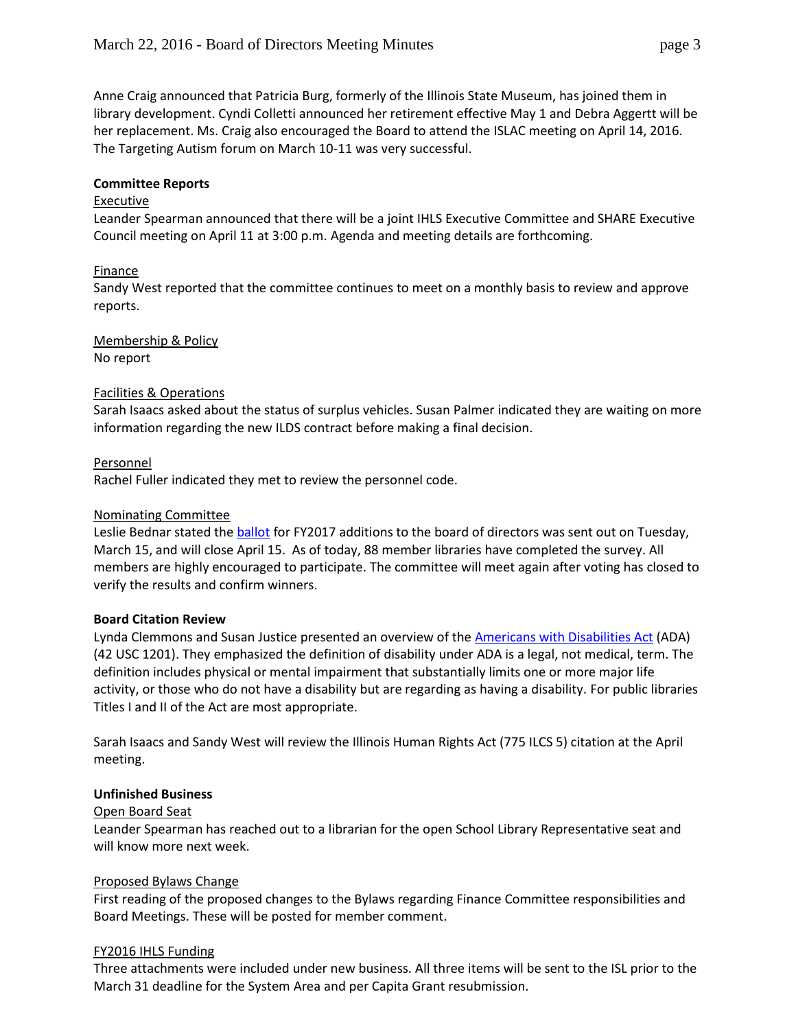Anne Craig announced that Patricia Burg, formerly of the Illinois State Museum, has joined them in library development. Cyndi Colletti announced her retirement effective May 1 and Debra Aggertt will be her replacement. Ms. Craig also encouraged the Board to attend the ISLAC meeting on April 14, 2016. The Targeting Autism forum on March 10-11 was very successful.

**Committee Reports**

Executive

Leander Spearman announced that there will be a joint IHLS Executive Committee and SHARE Executive Council meeting on April 11 at 3:00 p.m. Agenda and meeting details are forthcoming.

Finance

Sandy West reported that the committee continues to meet on a monthly basis to review and approve reports.

Membership & Policy

No report

Facilities & Operations

Sarah Isaacs asked about the status of surplus vehicles. Susan Palmer indicated they are waiting on more information regarding the new ILDS contract before making a final decision.

Personnel

Rachel Fuller indicated they met to review the personnel code.

Nominating Committee

Leslie Bednar stated the ballot for FY2017 additions to the board of directors was sent out on Tuesday, March 15, and will close April 15. As of today, 88 member libraries have completed the survey. All members are highly encouraged to participate. The committee will meet again after voting has closed to verify the results and confirm winners.

**Board Citation Review**

Lynda Clemmons and Susan Justice presented an overview of the Americans with Disabilities Act (ADA) (42 USC 1201). They emphasized the definition of disability under ADA is a legal, not medical, term. The definition includes physical or mental impairment that substantially limits one or more major life activity, or those who do not have a disability but are regarding as having a disability. For public libraries Titles I and II of the Act are most appropriate.

Sarah Isaacs and Sandy West will review the Illinois Human Rights Act (775 ILCS 5) citation at the April meeting.

**Unfinished Business**

Open Board Seat

Leander Spearman has reached out to a librarian for the open School Library Representative seat and will know more next week.

Proposed Bylaws Change

First reading of the proposed changes to the Bylaws regarding Finance Committee responsibilities and Board Meetings. These will be posted for member comment.

FY2016 IHLS Funding

Three attachments were included under new business. All three items will be sent to the ISL prior to the March 31 deadline for the System Area and per Capita Grant resubmission.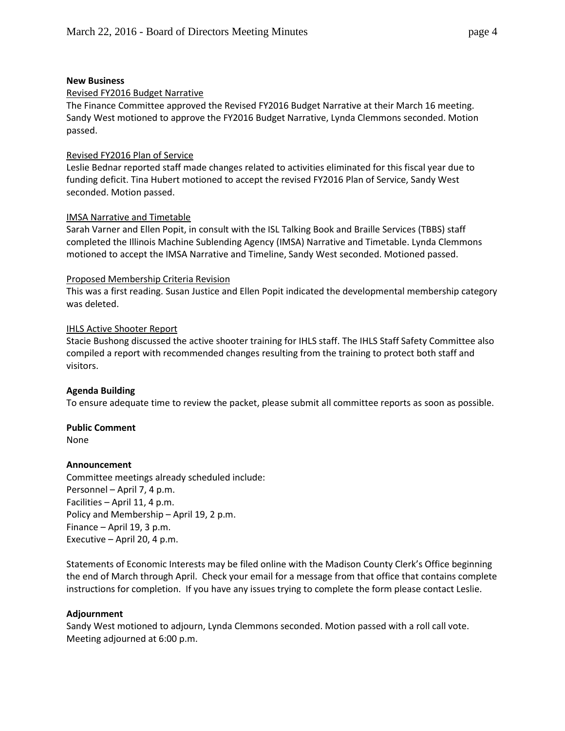**New Business**

Revised FY2016 Budget Narrative

The Finance Committee approved the Revised FY2016 Budget Narrative at their March 16 meeting. Sandy West motioned to approve the FY2016 Budget Narrative, Lynda Clemmons seconded. Motion passed.

Revised FY2016 Plan of Service

Leslie Bednar reported staff made changes related to activities eliminated for this fiscal year due to funding deficit. Tina Hubert motioned to accept the revised FY2016 Plan of Service, Sandy West seconded. Motion passed.

IMSA Narrative and Timetable

Sarah Varner and Ellen Popit, in consult with the ISL Talking Book and Braille Services (TBBS) staff completed the Illinois Machine Sublending Agency (IMSA) Narrative and Timetable. Lynda Clemmons motioned to accept the IMSA Narrative and Timeline, Sandy West seconded. Motioned passed.

Proposed Membership Criteria Revision

This was a first reading. Susan Justice and Ellen Popit indicated the developmental membership category was deleted.

IHLS Active Shooter Report

Stacie Bushong discussed the active shooter training for IHLS staff. The IHLS Staff Safety Committee also compiled a report with recommended changes resulting from the training to protect both staff and visitors.

**Agenda Building**

To ensure adequate time to review the packet, please submit all committee reports as soon as possible.

**Public Comment**

None

**Announcement**

Committee meetings already scheduled include:
Personnel – April 7, 4 p.m.
Facilities – April 11, 4 p.m.
Policy and Membership – April 19, 2 p.m.
Finance – April 19, 3 p.m.
Executive – April 20, 4 p.m.

Statements of Economic Interests may be filed online with the Madison County Clerk's Office beginning the end of March through April. Check your email for a message from that office that contains complete instructions for completion. If you have any issues trying to complete the form please contact Leslie.

**Adjournment**

Sandy West motioned to adjourn, Lynda Clemmons seconded. Motion passed with a roll call vote. Meeting adjourned at 6:00 p.m.